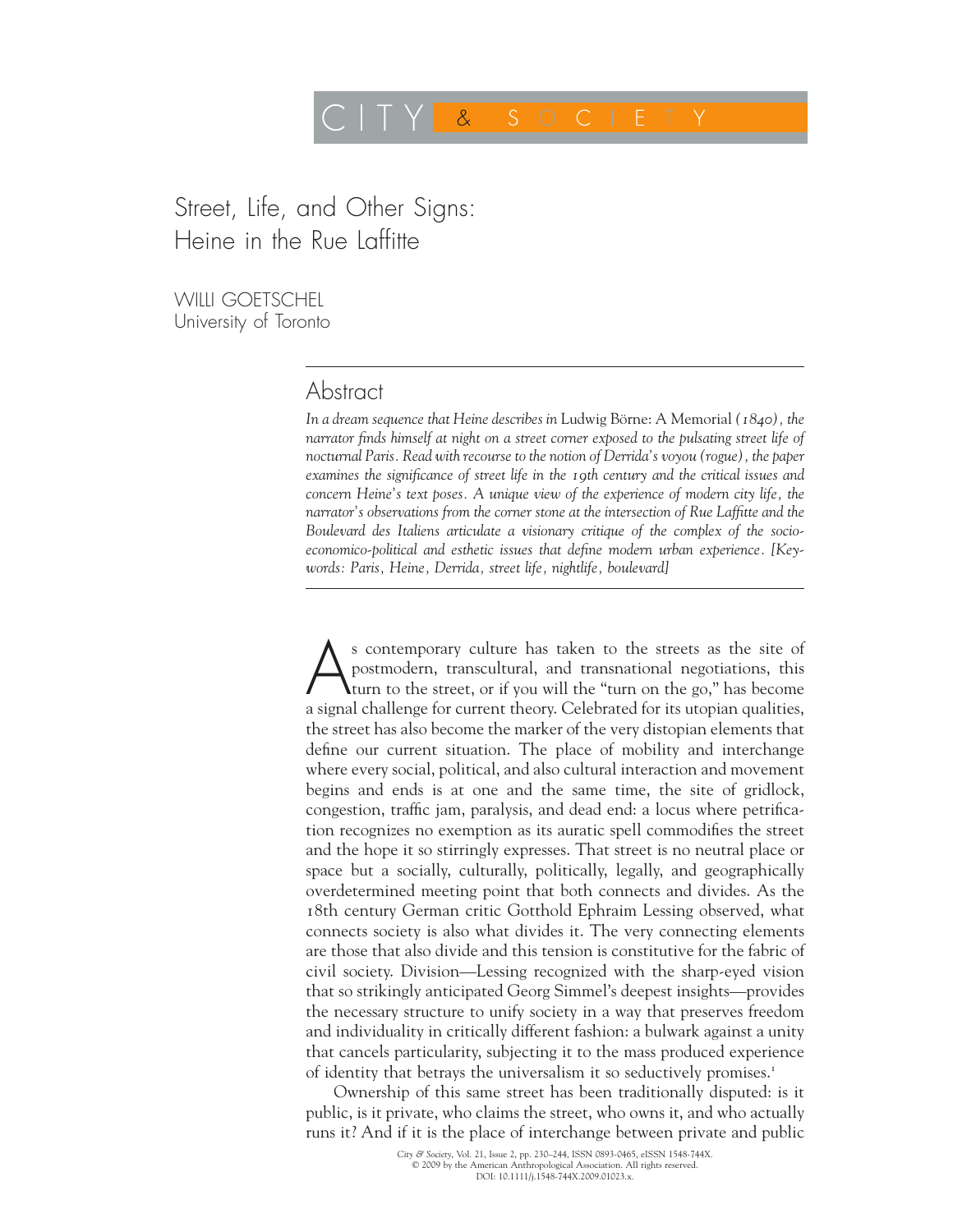# Street, Life, and Other Signs: Heine in the Rue Laffitte

WILLI GOETSCHEL
University of Toronto

## Abstract

*In a dream sequence that Heine describes in* Ludwig Börne: A Memorial *(1840), the narrator finds himself at night on a street corner exposed to the pulsating street life of nocturnal Paris. Read with recourse to the notion of Derrida's voyou (rogue), the paper examines the significance of street life in the 19th century and the critical issues and concern Heine's text poses. A unique view of the experience of modern city life, the narrator's observations from the corner stone at the intersection of Rue Laffitte and the Boulevard des Italiens articulate a visionary critique of the complex of the socio-economico-political and esthetic issues that define modern urban experience. [Key-words: Paris, Heine, Derrida, street life, nightlife, boulevard]*

As contemporary culture has taken to the streets as the site of postmodern, transcultural, and transnational negotiations, this turn to the street, or if you will the "turn on the go," has become a signal challenge for current theory. Celebrated for its utopian qualities, the street has also become the marker of the very distopian elements that define our current situation. The place of mobility and interchange where every social, political, and also cultural interaction and movement begins and ends is at one and the same time, the site of gridlock, congestion, traffic jam, paralysis, and dead end: a locus where petrification recognizes no exemption as its auratic spell commodifies the street and the hope it so stirringly expresses. That street is no neutral place or space but a socially, culturally, politically, legally, and geographically overdetermined meeting point that both connects and divides. As the 18th century German critic Gotthold Ephraim Lessing observed, what connects society is also what divides it. The very connecting elements are those that also divide and this tension is constitutive for the fabric of civil society. Division—Lessing recognized with the sharp-eyed vision that so strikingly anticipated Georg Simmel's deepest insights—provides the necessary structure to unify society in a way that preserves freedom and individuality in critically different fashion: a bulwark against a unity that cancels particularity, subjecting it to the mass produced experience of identity that betrays the universalism it so seductively promises.[1]

Ownership of this same street has been traditionally disputed: is it public, is it private, who claims the street, who owns it, and who actually runs it? And if it is the place of interchange between private and public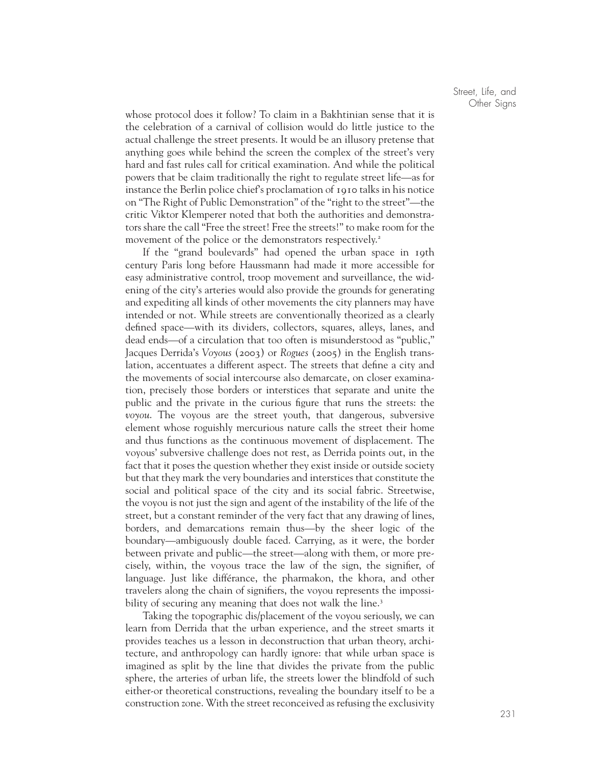whose protocol does it follow? To claim in a Bakhtinian sense that it is the celebration of a carnival of collision would do little justice to the actual challenge the street presents. It would be an illusory pretense that anything goes while behind the screen the complex of the street's very hard and fast rules call for critical examination. And while the political powers that be claim traditionally the right to regulate street life—as for instance the Berlin police chief's proclamation of 1910 talks in his notice on "The Right of Public Demonstration" of the "right to the street"—the critic Viktor Klemperer noted that both the authorities and demonstrators share the call "Free the street! Free the streets!" to make room for the movement of the police or the demonstrators respectively.[2]

If the "grand boulevards" had opened the urban space in 19th century Paris long before Haussmann had made it more accessible for easy administrative control, troop movement and surveillance, the widening of the city's arteries would also provide the grounds for generating and expediting all kinds of other movements the city planners may have intended or not. While streets are conventionally theorized as a clearly defined space—with its dividers, collectors, squares, alleys, lanes, and dead ends—of a circulation that too often is misunderstood as "public," Jacques Derrida's *Voyous* (2003) or *Rogues* (2005) in the English translation, accentuates a different aspect. The streets that define a city and the movements of social intercourse also demarcate, on closer examination, precisely those borders or interstices that separate and unite the public and the private in the curious figure that runs the streets: the *voyou*. The voyous are the street youth, that dangerous, subversive element whose roguishly mercurious nature calls the street their home and thus functions as the continuous movement of displacement. The voyous' subversive challenge does not rest, as Derrida points out, in the fact that it poses the question whether they exist inside or outside society but that they mark the very boundaries and interstices that constitute the social and political space of the city and its social fabric. Streetwise, the voyou is not just the sign and agent of the instability of the life of the street, but a constant reminder of the very fact that any drawing of lines, borders, and demarcations remain thus—by the sheer logic of the boundary—ambiguously double faced. Carrying, as it were, the border between private and public—the street—along with them, or more precisely, within, the voyous trace the law of the sign, the signifier, of language. Just like différance, the pharmakon, the khora, and other travelers along the chain of signifiers, the voyou represents the impossibility of securing any meaning that does not walk the line.[3]

Taking the topographic dis/placement of the voyou seriously, we can learn from Derrida that the urban experience, and the street smarts it provides teaches us a lesson in deconstruction that urban theory, architecture, and anthropology can hardly ignore: that while urban space is imagined as split by the line that divides the private from the public sphere, the arteries of urban life, the streets lower the blindfold of such either-or theoretical constructions, revealing the boundary itself to be a construction zone. With the street reconceived as refusing the exclusivity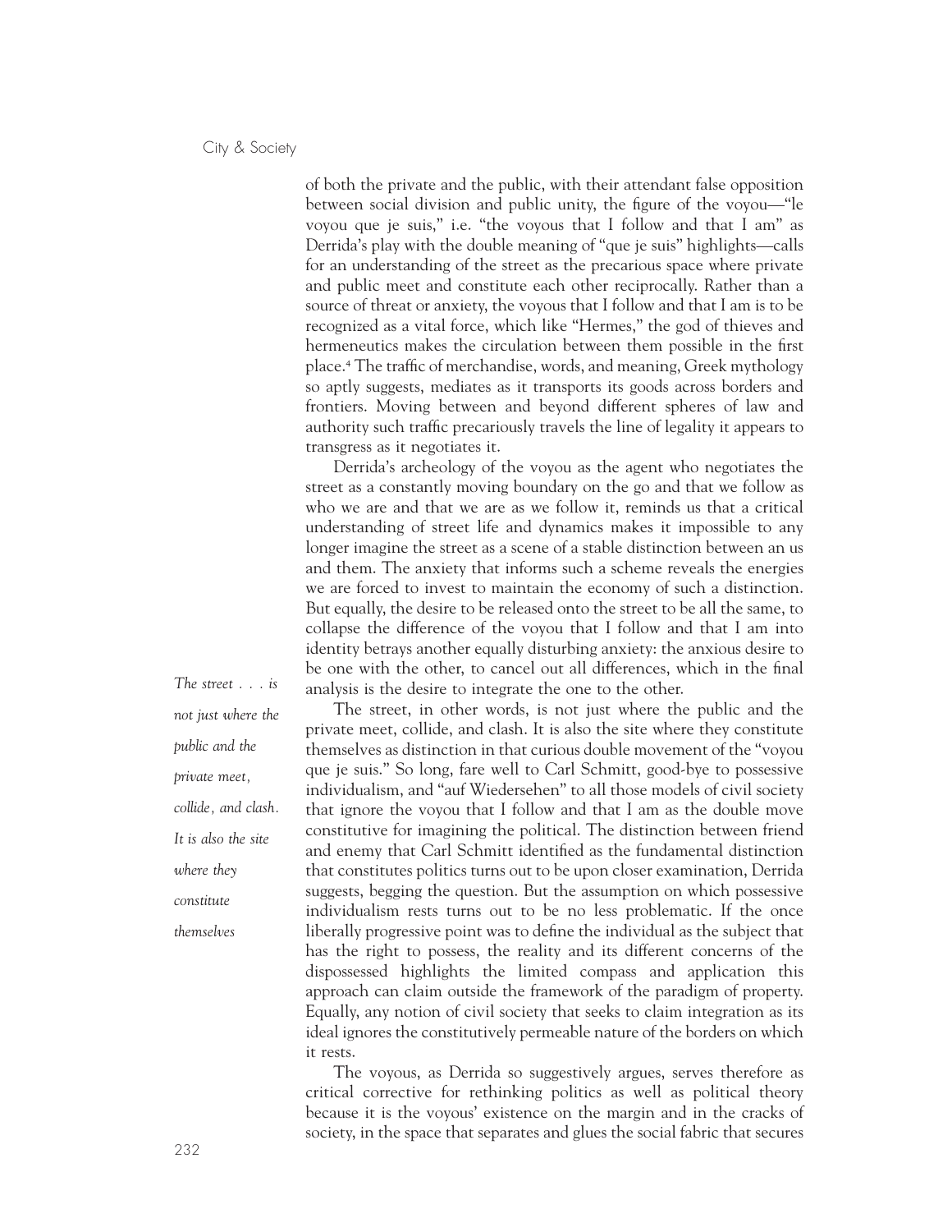of both the private and the public, with their attendant false opposition between social division and public unity, the figure of the voyou—"le voyou que je suis," i.e. "the voyous that I follow and that I am" as Derrida's play with the double meaning of "que je suis" highlights—calls for an understanding of the street as the precarious space where private and public meet and constitute each other reciprocally. Rather than a source of threat or anxiety, the voyous that I follow and that I am is to be recognized as a vital force, which like "Hermes," the god of thieves and hermeneutics makes the circulation between them possible in the first place.[4] The traffic of merchandise, words, and meaning, Greek mythology so aptly suggests, mediates as it transports its goods across borders and frontiers. Moving between and beyond different spheres of law and authority such traffic precariously travels the line of legality it appears to transgress as it negotiates it.

Derrida's archeology of the voyou as the agent who negotiates the street as a constantly moving boundary on the go and that we follow as who we are and that we are as we follow it, reminds us that a critical understanding of street life and dynamics makes it impossible to any longer imagine the street as a scene of a stable distinction between an us and them. The anxiety that informs such a scheme reveals the energies we are forced to invest to maintain the economy of such a distinction. But equally, the desire to be released onto the street to be all the same, to collapse the difference of the voyou that I follow and that I am into identity betrays another equally disturbing anxiety: the anxious desire to be one with the other, to cancel out all differences, which in the final analysis is the desire to integrate the one to the other.

*The street . . . is not just where the public and the private meet, collide, and clash. It is also the site where they constitute themselves*

The street, in other words, is not just where the public and the private meet, collide, and clash. It is also the site where they constitute themselves as distinction in that curious double movement of the "voyou que je suis." So long, fare well to Carl Schmitt, good-bye to possessive individualism, and "auf Wiedersehen" to all those models of civil society that ignore the voyou that I follow and that I am as the double move constitutive for imagining the political. The distinction between friend and enemy that Carl Schmitt identified as the fundamental distinction that constitutes politics turns out to be upon closer examination, Derrida suggests, begging the question. But the assumption on which possessive individualism rests turns out to be no less problematic. If the once liberally progressive point was to define the individual as the subject that has the right to possess, the reality and its different concerns of the dispossessed highlights the limited compass and application this approach can claim outside the framework of the paradigm of property. Equally, any notion of civil society that seeks to claim integration as its ideal ignores the constitutively permeable nature of the borders on which it rests.

The voyous, as Derrida so suggestively argues, serves therefore as critical corrective for rethinking politics as well as political theory because it is the voyous' existence on the margin and in the cracks of society, in the space that separates and glues the social fabric that secures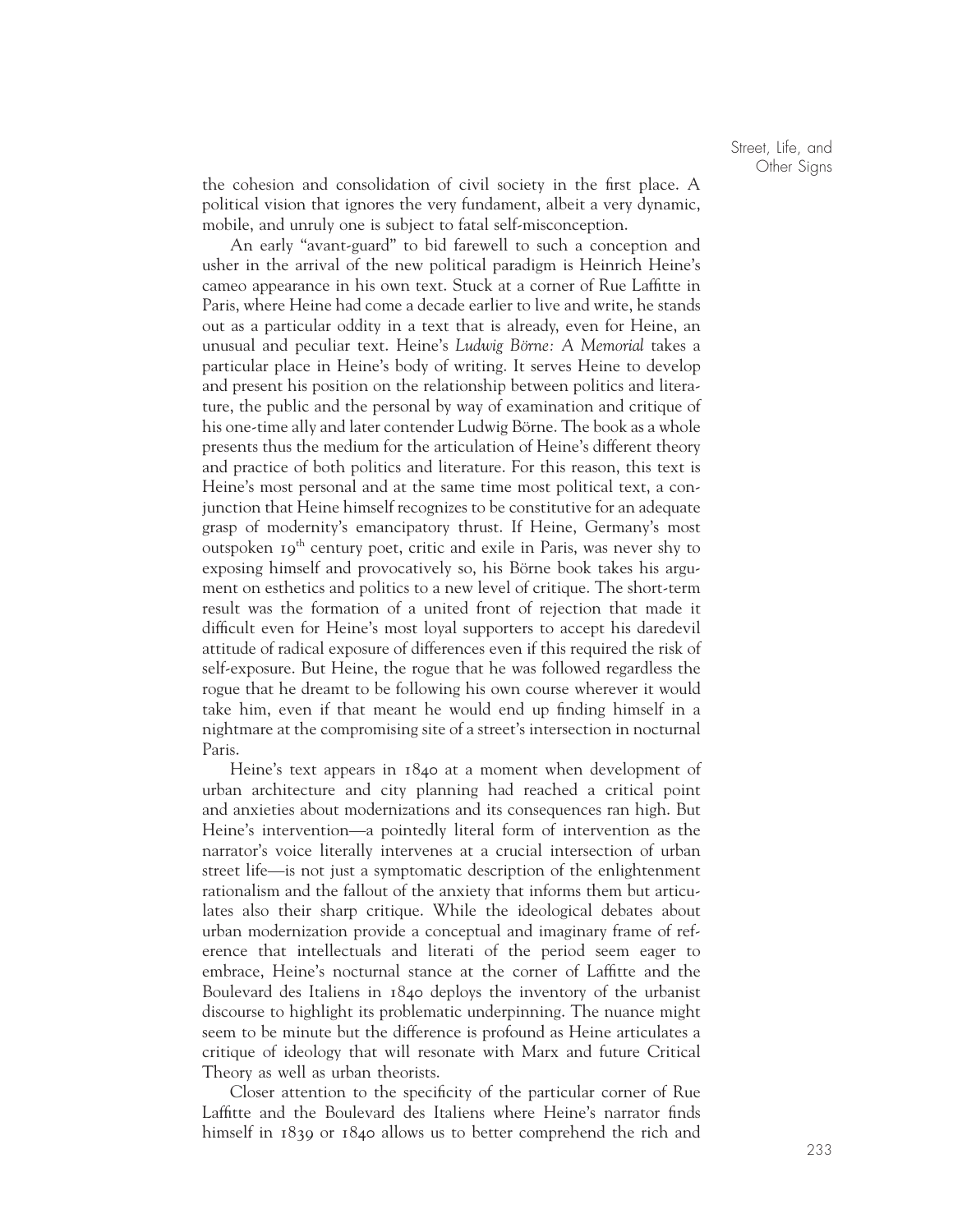the cohesion and consolidation of civil society in the first place. A political vision that ignores the very fundament, albeit a very dynamic, mobile, and unruly one is subject to fatal self-misconception.

An early "avant-guard" to bid farewell to such a conception and usher in the arrival of the new political paradigm is Heinrich Heine's cameo appearance in his own text. Stuck at a corner of Rue Laffitte in Paris, where Heine had come a decade earlier to live and write, he stands out as a particular oddity in a text that is already, even for Heine, an unusual and peculiar text. Heine's *Ludwig Börne: A Memorial* takes a particular place in Heine's body of writing. It serves Heine to develop and present his position on the relationship between politics and literature, the public and the personal by way of examination and critique of his one-time ally and later contender Ludwig Börne. The book as a whole presents thus the medium for the articulation of Heine's different theory and practice of both politics and literature. For this reason, this text is Heine's most personal and at the same time most political text, a conjunction that Heine himself recognizes to be constitutive for an adequate grasp of modernity's emancipatory thrust. If Heine, Germany's most outspoken 19th century poet, critic and exile in Paris, was never shy to exposing himself and provocatively so, his Börne book takes his argument on esthetics and politics to a new level of critique. The short-term result was the formation of a united front of rejection that made it difficult even for Heine's most loyal supporters to accept his daredevil attitude of radical exposure of differences even if this required the risk of self-exposure. But Heine, the rogue that he was followed regardless the rogue that he dreamt to be following his own course wherever it would take him, even if that meant he would end up finding himself in a nightmare at the compromising site of a street's intersection in nocturnal Paris.

Heine's text appears in 1840 at a moment when development of urban architecture and city planning had reached a critical point and anxieties about modernizations and its consequences ran high. But Heine's intervention—a pointedly literal form of intervention as the narrator's voice literally intervenes at a crucial intersection of urban street life—is not just a symptomatic description of the enlightenment rationalism and the fallout of the anxiety that informs them but articulates also their sharp critique. While the ideological debates about urban modernization provide a conceptual and imaginary frame of reference that intellectuals and literati of the period seem eager to embrace, Heine's nocturnal stance at the corner of Laffitte and the Boulevard des Italiens in 1840 deploys the inventory of the urbanist discourse to highlight its problematic underpinning. The nuance might seem to be minute but the difference is profound as Heine articulates a critique of ideology that will resonate with Marx and future Critical Theory as well as urban theorists.

Closer attention to the specificity of the particular corner of Rue Laffitte and the Boulevard des Italiens where Heine's narrator finds himself in 1839 or 1840 allows us to better comprehend the rich and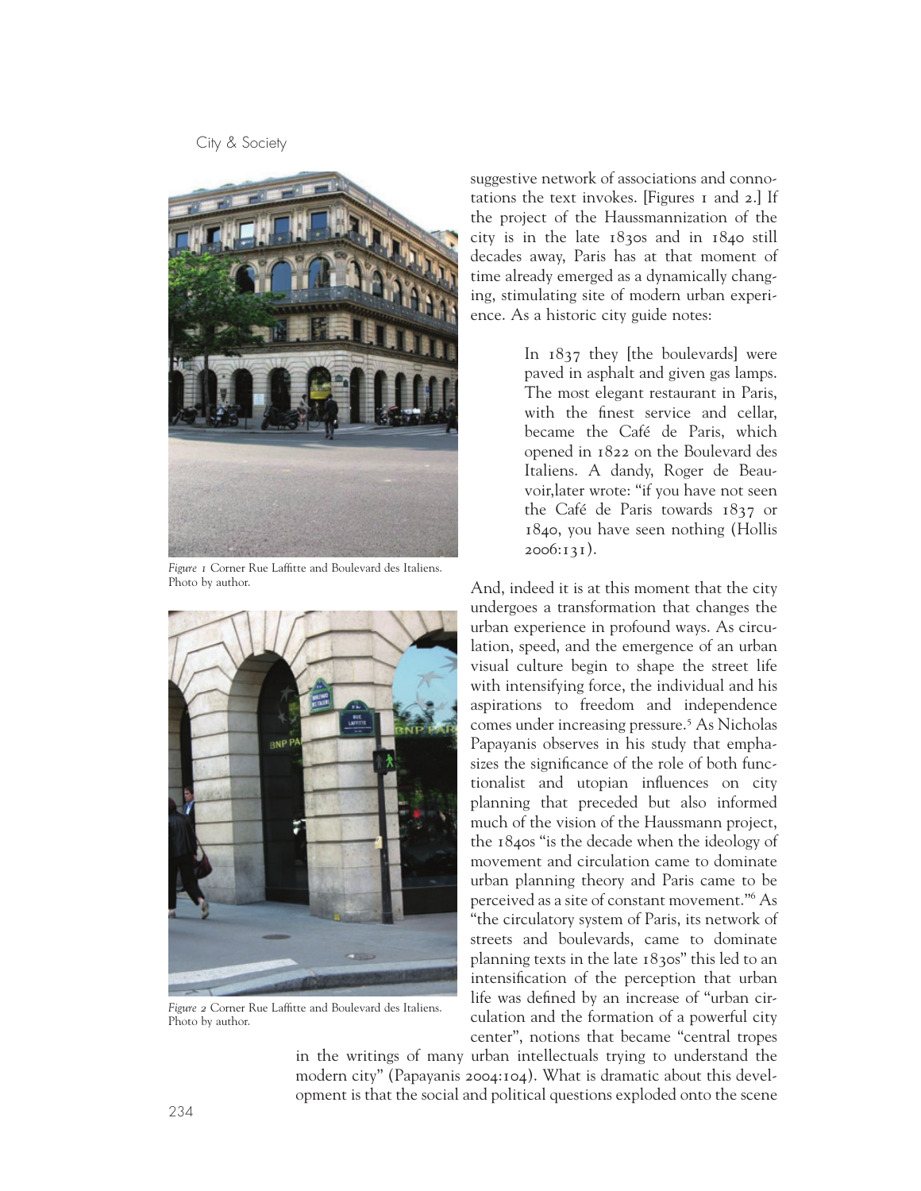suggestive network of associations and connotations the text invokes. [Figures 1 and 2.] If the project of the Haussmannization of the city is in the late 1830s and in 1840 still decades away, Paris has at that moment of time already emerged as a dynamically changing, stimulating site of modern urban experience. As a historic city guide notes:

> In 1837 they [the boulevards] were paved in asphalt and given gas lamps. The most elegant restaurant in Paris, with the finest service and cellar, became the Café de Paris, which opened in 1822 on the Boulevard des Italiens. A dandy, Roger de Beauvoir,later wrote: "if you have not seen the Café de Paris towards 1837 or 1840, you have seen nothing (Hollis 2006:131).

*Figure 1* Corner Rue Laffitte and Boulevard des Italiens. Photo by author.

*Figure 2* Corner Rue Laffitte and Boulevard des Italiens. Photo by author.

And, indeed it is at this moment that the city undergoes a transformation that changes the urban experience in profound ways. As circulation, speed, and the emergence of an urban visual culture begin to shape the street life with intensifying force, the individual and his aspirations to freedom and independence comes under increasing pressure.[5] As Nicholas Papayanis observes in his study that emphasizes the significance of the role of both functionalist and utopian influences on city planning that preceded but also informed much of the vision of the Haussmann project, the 1840s "is the decade when the ideology of movement and circulation came to dominate urban planning theory and Paris came to be perceived as a site of constant movement."[6] As "the circulatory system of Paris, its network of streets and boulevards, came to dominate planning texts in the late 1830s" this led to an intensification of the perception that urban life was defined by an increase of "urban circulation and the formation of a powerful city center", notions that became "central tropes in the writings of many urban intellectuals trying to understand the modern city" (Papayanis 2004:104). What is dramatic about this development is that the social and political questions exploded onto the scene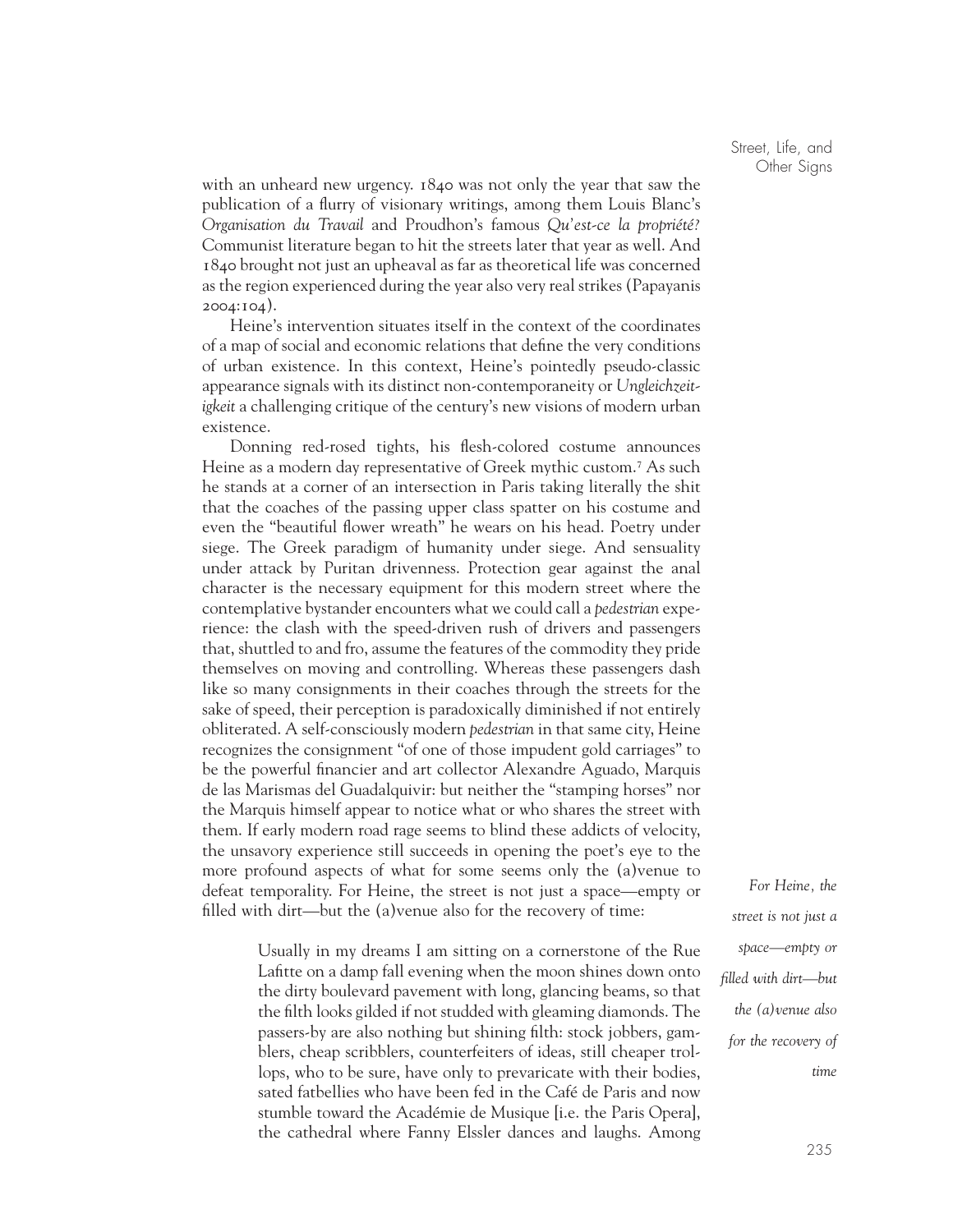with an unheard new urgency. 1840 was not only the year that saw the publication of a flurry of visionary writings, among them Louis Blanc's *Organisation du Travail* and Proudhon's famous *Qu'est-ce la propriété?* Communist literature began to hit the streets later that year as well. And 1840 brought not just an upheaval as far as theoretical life was concerned as the region experienced during the year also very real strikes (Papayanis 2004:104).

Heine's intervention situates itself in the context of the coordinates of a map of social and economic relations that define the very conditions of urban existence. In this context, Heine's pointedly pseudo-classic appearance signals with its distinct non-contemporaneity or *Ungleichzeitigkeit* a challenging critique of the century's new visions of modern urban existence.

Donning red-rosed tights, his flesh-colored costume announces Heine as a modern day representative of Greek mythic custom.[7] As such he stands at a corner of an intersection in Paris taking literally the shit that the coaches of the passing upper class spatter on his costume and even the "beautiful flower wreath" he wears on his head. Poetry under siege. The Greek paradigm of humanity under siege. And sensuality under attack by Puritan drivenness. Protection gear against the anal character is the necessary equipment for this modern street where the contemplative bystander encounters what we could call a *pedestrian* experience: the clash with the speed-driven rush of drivers and passengers that, shuttled to and fro, assume the features of the commodity they pride themselves on moving and controlling. Whereas these passengers dash like so many consignments in their coaches through the streets for the sake of speed, their perception is paradoxically diminished if not entirely obliterated. A self-consciously modern *pedestrian* in that same city, Heine recognizes the consignment "of one of those impudent gold carriages" to be the powerful financier and art collector Alexandre Aguado, Marquis de las Marismas del Guadalquivir: but neither the "stamping horses" nor the Marquis himself appear to notice what or who shares the street with them. If early modern road rage seems to blind these addicts of velocity, the unsavory experience still succeeds in opening the poet's eye to the more profound aspects of what for some seems only the (a)venue to defeat temporality. For Heine, the street is not just a space—empty or filled with dirt—but the (a)venue also for the recovery of time:

*For Heine, the street is not just a space—empty or filled with dirt—but the (a)venue also for the recovery of time*

> Usually in my dreams I am sitting on a cornerstone of the Rue Lafitte on a damp fall evening when the moon shines down onto the dirty boulevard pavement with long, glancing beams, so that the filth looks gilded if not studded with gleaming diamonds. The passers-by are also nothing but shining filth: stock jobbers, gamblers, cheap scribblers, counterfeiters of ideas, still cheaper trollops, who to be sure, have only to prevaricate with their bodies, sated fatbellies who have been fed in the Café de Paris and now stumble toward the Académie de Musique [i.e. the Paris Opera], the cathedral where Fanny Elssler dances and laughs. Among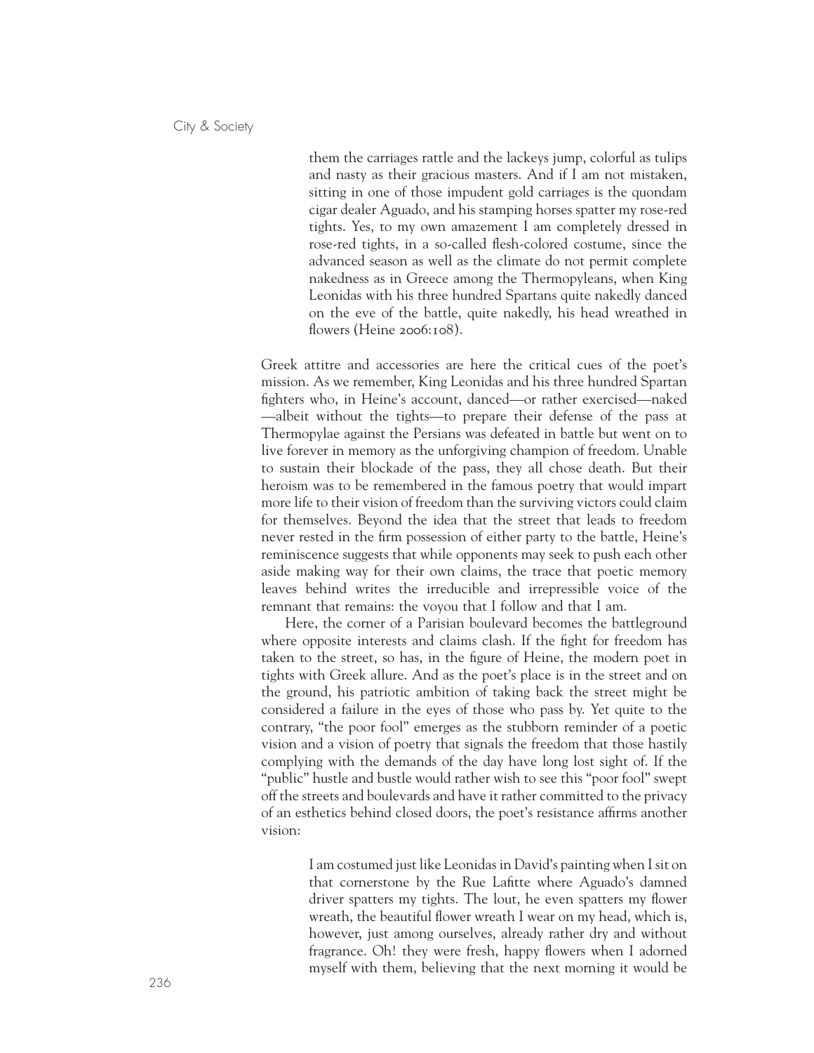> them the carriages rattle and the lackeys jump, colorful as tulips and nasty as their gracious masters. And if I am not mistaken, sitting in one of those impudent gold carriages is the quondam cigar dealer Aguado, and his stamping horses spatter my rose-red tights. Yes, to my own amazement I am completely dressed in rose-red tights, in a so-called flesh-colored costume, since the advanced season as well as the climate do not permit complete nakedness as in Greece among the Thermopyleans, when King Leonidas with his three hundred Spartans quite nakedly danced on the eve of the battle, quite nakedly, his head wreathed in flowers (Heine 2006:108).

Greek attitre and accessories are here the critical cues of the poet's mission. As we remember, King Leonidas and his three hundred Spartan fighters who, in Heine's account, danced—or rather exercised—naked—albeit without the tights—to prepare their defense of the pass at Thermopylae against the Persians was defeated in battle but went on to live forever in memory as the unforgiving champion of freedom. Unable to sustain their blockade of the pass, they all chose death. But their heroism was to be remembered in the famous poetry that would impart more life to their vision of freedom than the surviving victors could claim for themselves. Beyond the idea that the street that leads to freedom never rested in the firm possession of either party to the battle, Heine's reminiscence suggests that while opponents may seek to push each other aside making way for their own claims, the trace that poetic memory leaves behind writes the irreducible and irrepressible voice of the remnant that remains: the voyou that I follow and that I am.

Here, the corner of a Parisian boulevard becomes the battleground where opposite interests and claims clash. If the fight for freedom has taken to the street, so has, in the figure of Heine, the modern poet in tights with Greek allure. And as the poet's place is in the street and on the ground, his patriotic ambition of taking back the street might be considered a failure in the eyes of those who pass by. Yet quite to the contrary, "the poor fool" emerges as the stubborn reminder of a poetic vision and a vision of poetry that signals the freedom that those hastily complying with the demands of the day have long lost sight of. If the "public" hustle and bustle would rather wish to see this "poor fool" swept off the streets and boulevards and have it rather committed to the privacy of an esthetics behind closed doors, the poet's resistance affirms another vision:

> I am costumed just like Leonidas in David's painting when I sit on that cornerstone by the Rue Lafitte where Aguado's damned driver spatters my tights. The lout, he even spatters my flower wreath, the beautiful flower wreath I wear on my head, which is, however, just among ourselves, already rather dry and without fragrance. Oh! they were fresh, happy flowers when I adorned myself with them, believing that the next morning it would be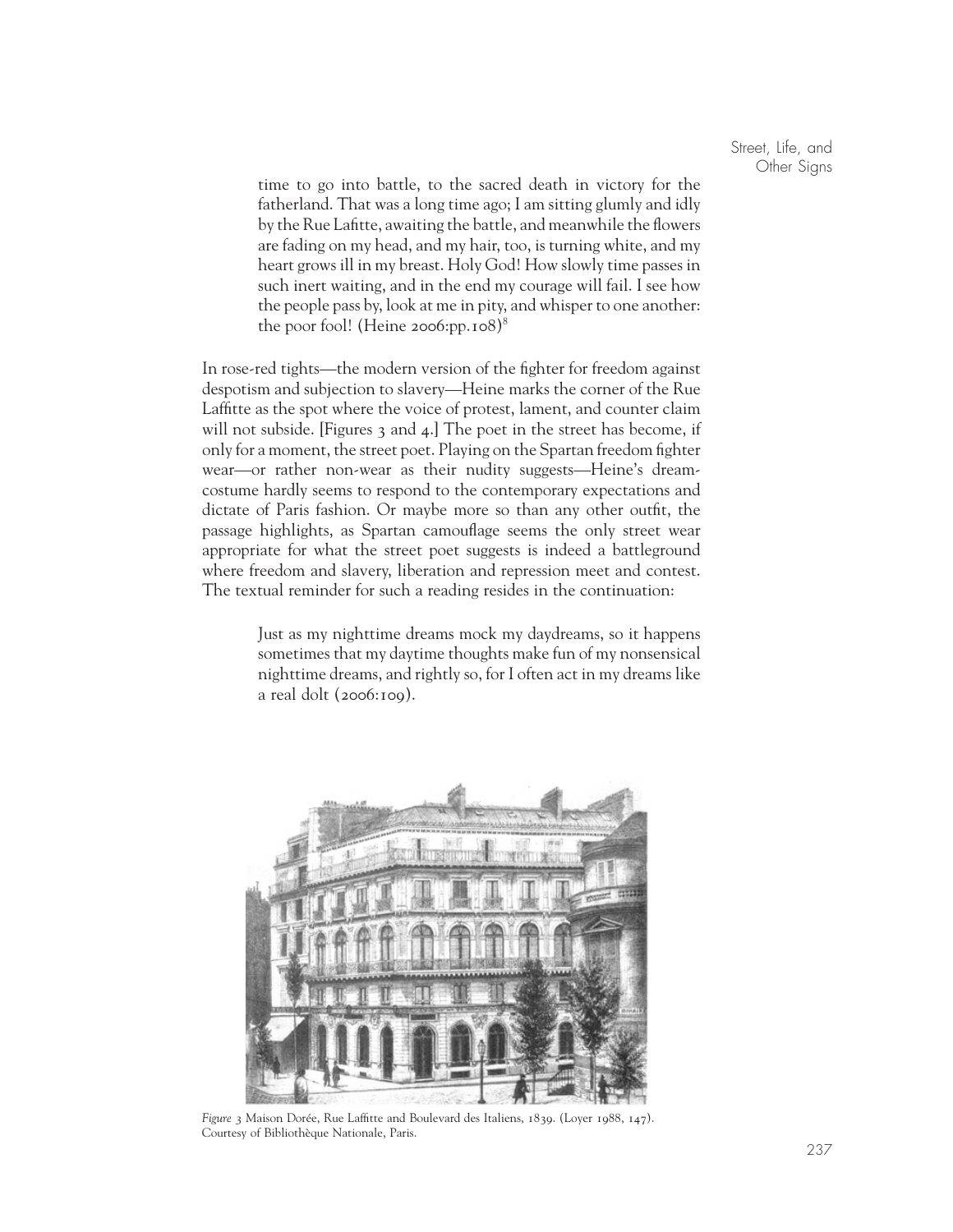> time to go into battle, to the sacred death in victory for the fatherland. That was a long time ago; I am sitting glumly and idly by the Rue Lafitte, awaiting the battle, and meanwhile the flowers are fading on my head, and my hair, too, is turning white, and my heart grows ill in my breast. Holy God! How slowly time passes in such inert waiting, and in the end my courage will fail. I see how the people pass by, look at me in pity, and whisper to one another: the poor fool! (Heine 2006:pp.108)[8]

In rose-red tights—the modern version of the fighter for freedom against despotism and subjection to slavery—Heine marks the corner of the Rue Laffitte as the spot where the voice of protest, lament, and counter claim will not subside. [Figures 3 and 4.] The poet in the street has become, if only for a moment, the street poet. Playing on the Spartan freedom fighter wear—or rather non-wear as their nudity suggests—Heine's dream-costume hardly seems to respond to the contemporary expectations and dictate of Paris fashion. Or maybe more so than any other outfit, the passage highlights, as Spartan camouflage seems the only street wear appropriate for what the street poet suggests is indeed a battleground where freedom and slavery, liberation and repression meet and contest. The textual reminder for such a reading resides in the continuation:

> Just as my nighttime dreams mock my daydreams, so it happens sometimes that my daytime thoughts make fun of my nonsensical nighttime dreams, and rightly so, for I often act in my dreams like a real dolt (2006:109).

*Figure 3* Maison Dorée, Rue Laffitte and Boulevard des Italiens, 1839. (Loyer 1988, 147). Courtesy of Bibliothèque Nationale, Paris.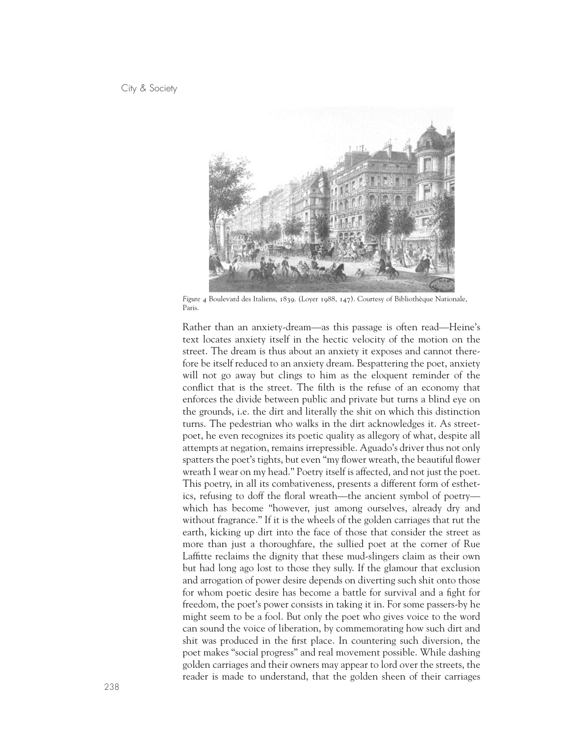*Figure 4* Boulevard des Italiens, 1839. (Loyer 1988, 147). Courtesy of Bibliothèque Nationale, Paris.

Rather than an anxiety-dream—as this passage is often read—Heine's text locates anxiety itself in the hectic velocity of the motion on the street. The dream is thus about an anxiety it exposes and cannot therefore be itself reduced to an anxiety dream. Bespattering the poet, anxiety will not go away but clings to him as the eloquent reminder of the conflict that is the street. The filth is the refuse of an economy that enforces the divide between public and private but turns a blind eye on the grounds, i.e. the dirt and literally the shit on which this distinction turns. The pedestrian who walks in the dirt acknowledges it. As street-poet, he even recognizes its poetic quality as allegory of what, despite all attempts at negation, remains irrepressible. Aguado's driver thus not only spatters the poet's tights, but even "my flower wreath, the beautiful flower wreath I wear on my head." Poetry itself is affected, and not just the poet. This poetry, in all its combativeness, presents a different form of esthetics, refusing to doff the floral wreath—the ancient symbol of poetry—which has become "however, just among ourselves, already dry and without fragrance." If it is the wheels of the golden carriages that rut the earth, kicking up dirt into the face of those that consider the street as more than just a thoroughfare, the sullied poet at the corner of Rue Laffitte reclaims the dignity that these mud-slingers claim as their own but had long ago lost to those they sully. If the glamour that exclusion and arrogation of power desire depends on diverting such shit onto those for whom poetic desire has become a battle for survival and a fight for freedom, the poet's power consists in taking it in. For some passers-by he might seem to be a fool. But only the poet who gives voice to the word can sound the voice of liberation, by commemorating how such dirt and shit was produced in the first place. In countering such diversion, the poet makes "social progress" and real movement possible. While dashing golden carriages and their owners may appear to lord over the streets, the reader is made to understand, that the golden sheen of their carriages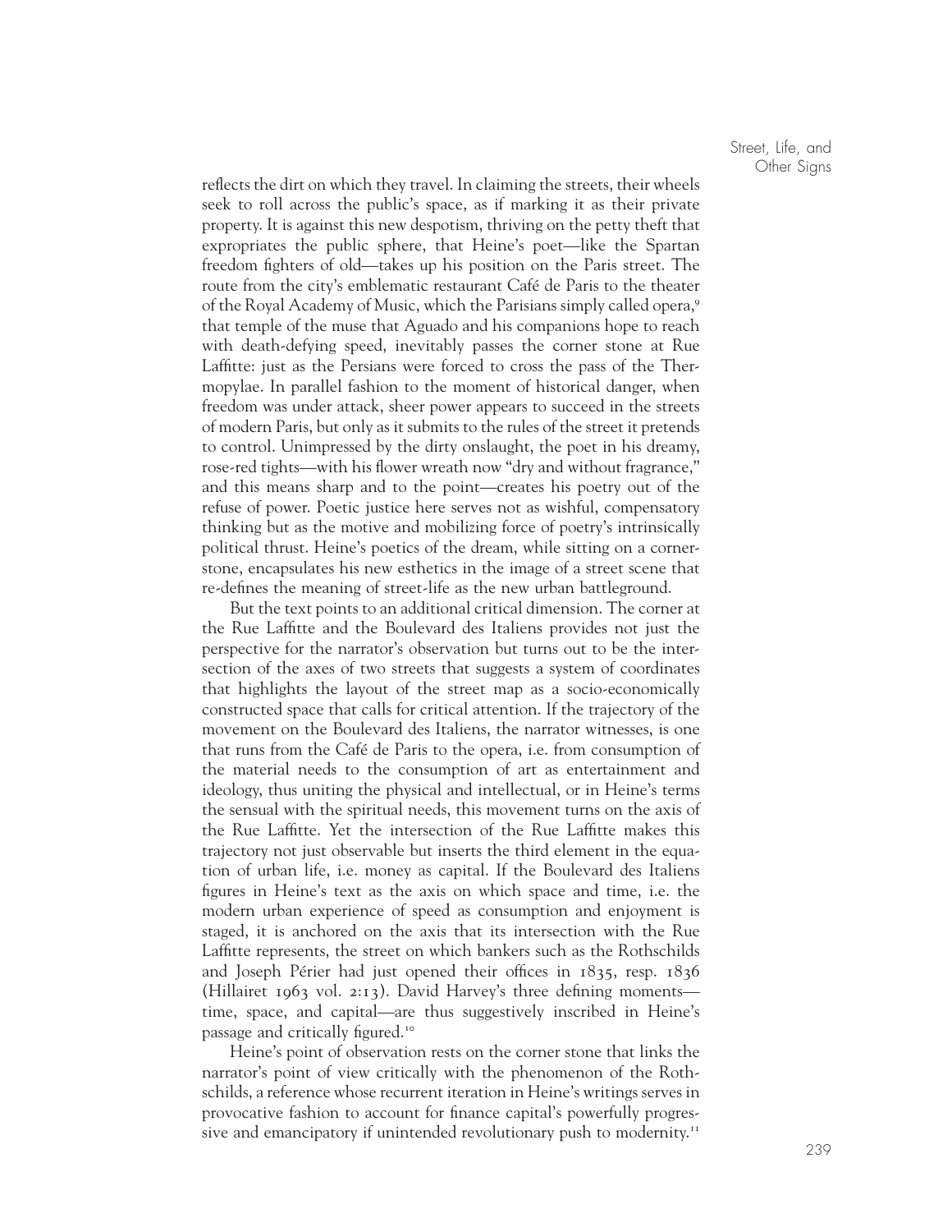reflects the dirt on which they travel. In claiming the streets, their wheels seek to roll across the public's space, as if marking it as their private property. It is against this new despotism, thriving on the petty theft that expropriates the public sphere, that Heine's poet—like the Spartan freedom fighters of old—takes up his position on the Paris street. The route from the city's emblematic restaurant Café de Paris to the theater of the Royal Academy of Music, which the Parisians simply called opera,[9] that temple of the muse that Aguado and his companions hope to reach with death-defying speed, inevitably passes the corner stone at Rue Laffitte: just as the Persians were forced to cross the pass of the Thermopylae. In parallel fashion to the moment of historical danger, when freedom was under attack, sheer power appears to succeed in the streets of modern Paris, but only as it submits to the rules of the street it pretends to control. Unimpressed by the dirty onslaught, the poet in his dreamy, rose-red tights—with his flower wreath now "dry and without fragrance," and this means sharp and to the point—creates his poetry out of the refuse of power. Poetic justice here serves not as wishful, compensatory thinking but as the motive and mobilizing force of poetry's intrinsically political thrust. Heine's poetics of the dream, while sitting on a cornerstone, encapsulates his new esthetics in the image of a street scene that re-defines the meaning of street-life as the new urban battleground.

But the text points to an additional critical dimension. The corner at the Rue Laffitte and the Boulevard des Italiens provides not just the perspective for the narrator's observation but turns out to be the intersection of the axes of two streets that suggests a system of coordinates that highlights the layout of the street map as a socio-economically constructed space that calls for critical attention. If the trajectory of the movement on the Boulevard des Italiens, the narrator witnesses, is one that runs from the Café de Paris to the opera, i.e. from consumption of the material needs to the consumption of art as entertainment and ideology, thus uniting the physical and intellectual, or in Heine's terms the sensual with the spiritual needs, this movement turns on the axis of the Rue Laffitte. Yet the intersection of the Rue Laffitte makes this trajectory not just observable but inserts the third element in the equation of urban life, i.e. money as capital. If the Boulevard des Italiens figures in Heine's text as the axis on which space and time, i.e. the modern urban experience of speed as consumption and enjoyment is staged, it is anchored on the axis that its intersection with the Rue Laffitte represents, the street on which bankers such as the Rothschilds and Joseph Périer had just opened their offices in 1835, resp. 1836 (Hillairet 1963 vol. 2:13). David Harvey's three defining moments—time, space, and capital—are thus suggestively inscribed in Heine's passage and critically figured.[10]

Heine's point of observation rests on the corner stone that links the narrator's point of view critically with the phenomenon of the Rothschilds, a reference whose recurrent iteration in Heine's writings serves in provocative fashion to account for finance capital's powerfully progressive and emancipatory if unintended revolutionary push to modernity.[11]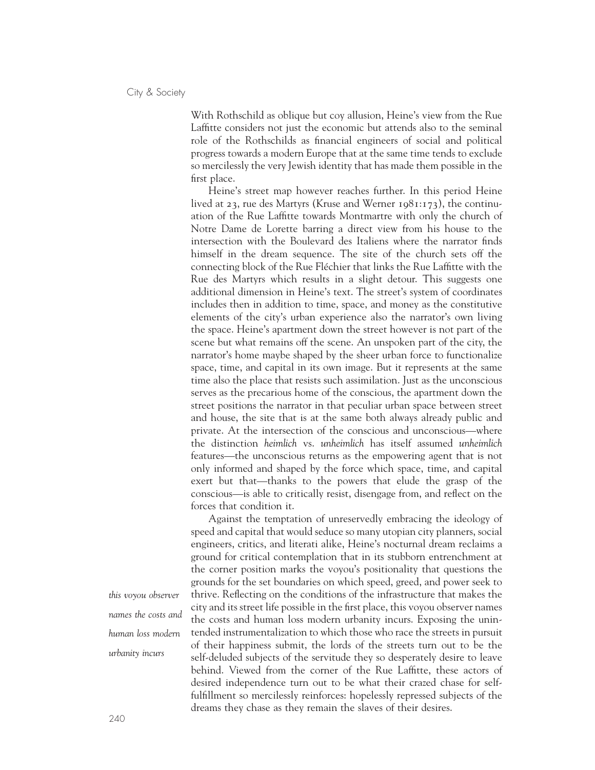With Rothschild as oblique but coy allusion, Heine's view from the Rue Laffitte considers not just the economic but attends also to the seminal role of the Rothschilds as financial engineers of social and political progress towards a modern Europe that at the same time tends to exclude so mercilessly the very Jewish identity that has made them possible in the first place.

Heine's street map however reaches further. In this period Heine lived at 23, rue des Martyrs (Kruse and Werner 1981:173), the continuation of the Rue Laffitte towards Montmartre with only the church of Notre Dame de Lorette barring a direct view from his house to the intersection with the Boulevard des Italiens where the narrator finds himself in the dream sequence. The site of the church sets off the connecting block of the Rue Fléchier that links the Rue Laffitte with the Rue des Martyrs which results in a slight detour. This suggests one additional dimension in Heine's text. The street's system of coordinates includes then in addition to time, space, and money as the constitutive elements of the city's urban experience also the narrator's own living the space. Heine's apartment down the street however is not part of the scene but what remains off the scene. An unspoken part of the city, the narrator's home maybe shaped by the sheer urban force to functionalize space, time, and capital in its own image. But it represents at the same time also the place that resists such assimilation. Just as the unconscious serves as the precarious home of the conscious, the apartment down the street positions the narrator in that peculiar urban space between street and house, the site that is at the same both always already public and private. At the intersection of the conscious and unconscious—where the distinction *heimlich* vs. *unheimlich* has itself assumed *unheimlich* features—the unconscious returns as the empowering agent that is not only informed and shaped by the force which space, time, and capital exert but that—thanks to the powers that elude the grasp of the conscious—is able to critically resist, disengage from, and reflect on the forces that condition it.

Against the temptation of unreservedly embracing the ideology of speed and capital that would seduce so many utopian city planners, social engineers, critics, and literati alike, Heine's nocturnal dream reclaims a ground for critical contemplation that in its stubborn entrenchment at the corner position marks the voyou's positionality that questions the grounds for the set boundaries on which speed, greed, and power seek to thrive. Reflecting on the conditions of the infrastructure that makes the city and its street life possible in the first place, this voyou observer names the costs and human loss modern urbanity incurs. Exposing the unintended instrumentalization to which those who race the streets in pursuit of their happiness submit, the lords of the streets turn out to be the self-deluded subjects of the servitude they so desperately desire to leave behind. Viewed from the corner of the Rue Laffitte, these actors of desired independence turn out to be what their crazed chase for self-fulfillment so mercilessly reinforces: hopelessly repressed subjects of the dreams they chase as they remain the slaves of their desires.

*this voyou observer names the costs and human loss modern urbanity incurs*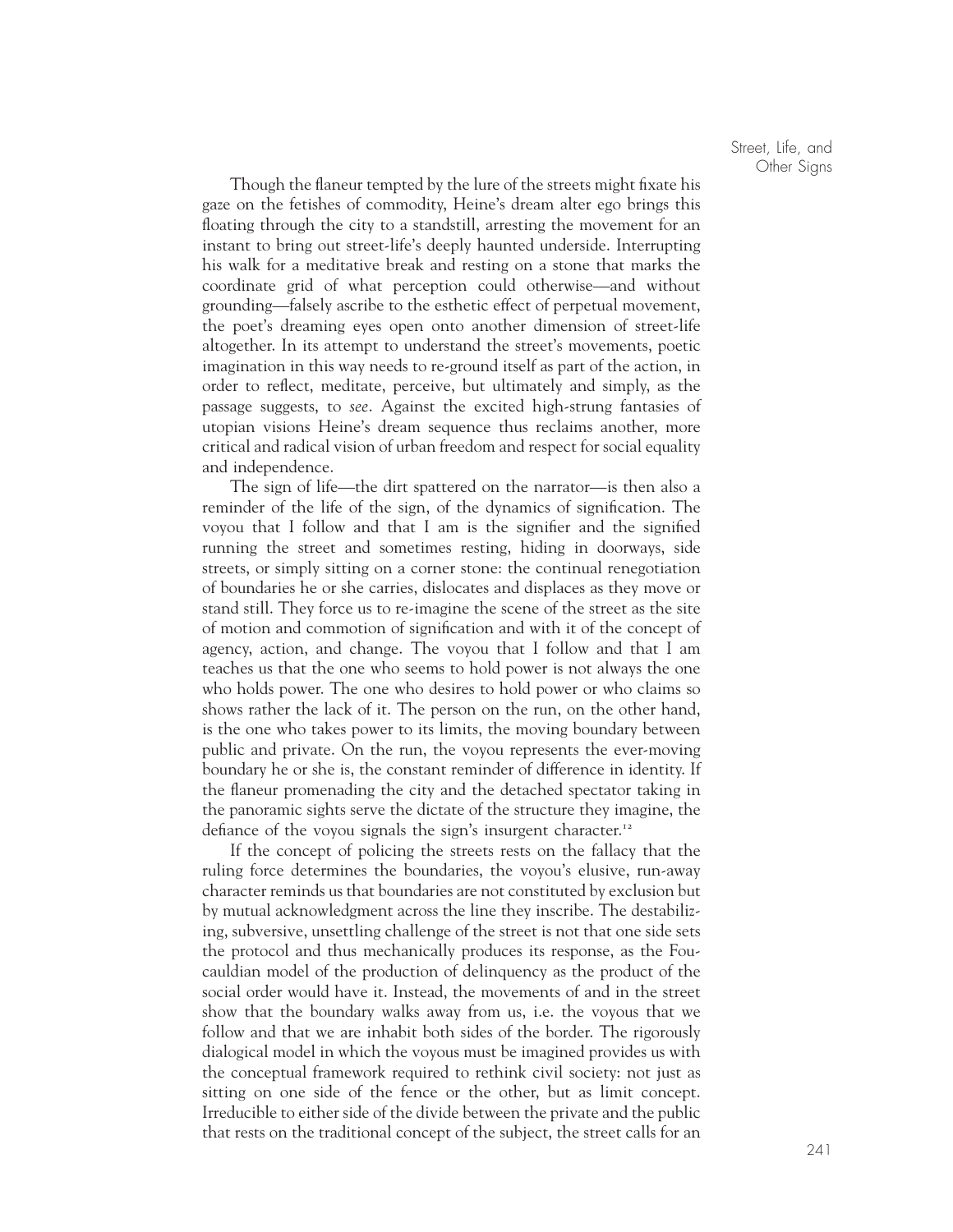Though the flaneur tempted by the lure of the streets might fixate his gaze on the fetishes of commodity, Heine's dream alter ego brings this floating through the city to a standstill, arresting the movement for an instant to bring out street-life's deeply haunted underside. Interrupting his walk for a meditative break and resting on a stone that marks the coordinate grid of what perception could otherwise—and without grounding—falsely ascribe to the esthetic effect of perpetual movement, the poet's dreaming eyes open onto another dimension of street-life altogether. In its attempt to understand the street's movements, poetic imagination in this way needs to re-ground itself as part of the action, in order to reflect, meditate, perceive, but ultimately and simply, as the passage suggests, to *see*. Against the excited high-strung fantasies of utopian visions Heine's dream sequence thus reclaims another, more critical and radical vision of urban freedom and respect for social equality and independence.

The sign of life—the dirt spattered on the narrator—is then also a reminder of the life of the sign, of the dynamics of signification. The voyou that I follow and that I am is the signifier and the signified running the street and sometimes resting, hiding in doorways, side streets, or simply sitting on a corner stone: the continual renegotiation of boundaries he or she carries, dislocates and displaces as they move or stand still. They force us to re-imagine the scene of the street as the site of motion and commotion of signification and with it of the concept of agency, action, and change. The voyou that I follow and that I am teaches us that the one who seems to hold power is not always the one who holds power. The one who desires to hold power or who claims so shows rather the lack of it. The person on the run, on the other hand, is the one who takes power to its limits, the moving boundary between public and private. On the run, the voyou represents the ever-moving boundary he or she is, the constant reminder of difference in identity. If the flaneur promenading the city and the detached spectator taking in the panoramic sights serve the dictate of the structure they imagine, the defiance of the voyou signals the sign's insurgent character.[12]

If the concept of policing the streets rests on the fallacy that the ruling force determines the boundaries, the voyou's elusive, run-away character reminds us that boundaries are not constituted by exclusion but by mutual acknowledgment across the line they inscribe. The destabilizing, subversive, unsettling challenge of the street is not that one side sets the protocol and thus mechanically produces its response, as the Foucauldian model of the production of delinquency as the product of the social order would have it. Instead, the movements of and in the street show that the boundary walks away from us, i.e. the voyous that we follow and that we are inhabit both sides of the border. The rigorously dialogical model in which the voyous must be imagined provides us with the conceptual framework required to rethink civil society: not just as sitting on one side of the fence or the other, but as limit concept. Irreducible to either side of the divide between the private and the public that rests on the traditional concept of the subject, the street calls for an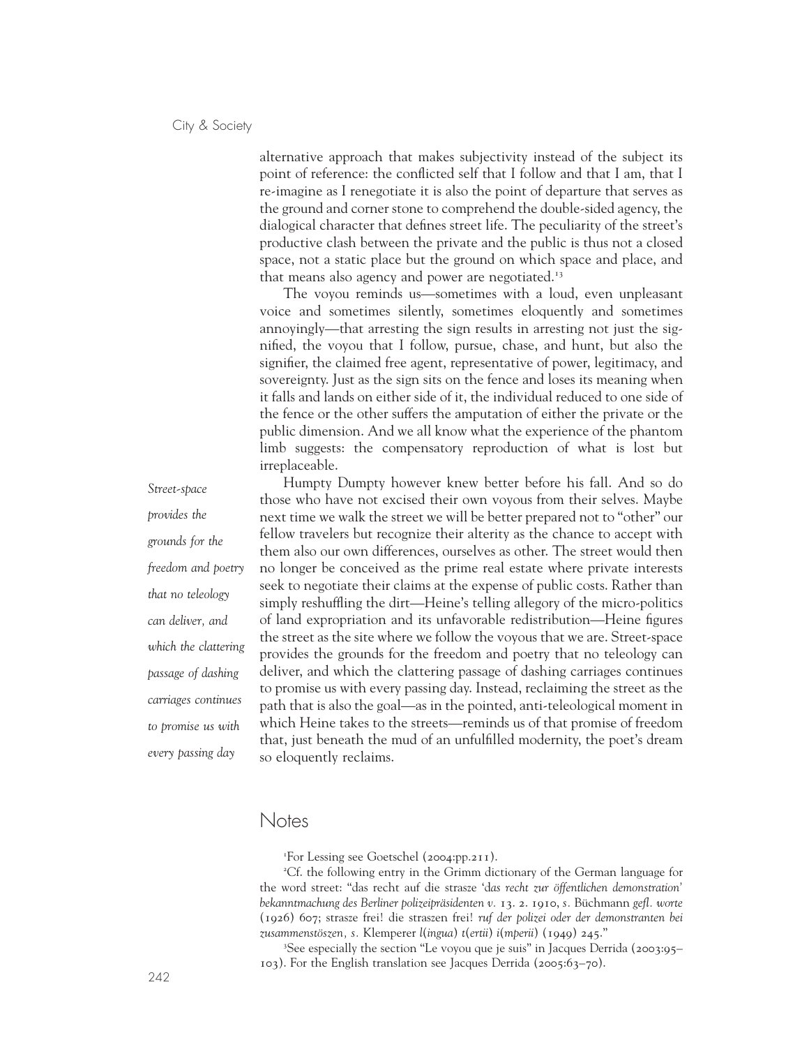alternative approach that makes subjectivity instead of the subject its point of reference: the conflicted self that I follow and that I am, that I re-imagine as I renegotiate it is also the point of departure that serves as the ground and corner stone to comprehend the double-sided agency, the dialogical character that defines street life. The peculiarity of the street's productive clash between the private and the public is thus not a closed space, not a static place but the ground on which space and place, and that means also agency and power are negotiated.[13]

The voyou reminds us—sometimes with a loud, even unpleasant voice and sometimes silently, sometimes eloquently and sometimes annoyingly—that arresting the sign results in arresting not just the signified, the voyou that I follow, pursue, chase, and hunt, but also the signifier, the claimed free agent, representative of power, legitimacy, and sovereignty. Just as the sign sits on the fence and loses its meaning when it falls and lands on either side of it, the individual reduced to one side of the fence or the other suffers the amputation of either the private or the public dimension. And we all know what the experience of the phantom limb suggests: the compensatory reproduction of what is lost but irreplaceable.

Humpty Dumpty however knew better before his fall. And so do those who have not excised their own voyous from their selves. Maybe next time we walk the street we will be better prepared not to "other" our fellow travelers but recognize their alterity as the chance to accept with them also our own differences, ourselves as other. The street would then no longer be conceived as the prime real estate where private interests seek to negotiate their claims at the expense of public costs. Rather than simply reshuffling the dirt—Heine's telling allegory of the micro-politics of land expropriation and its unfavorable redistribution—Heine figures the street as the site where we follow the voyous that we are. Street-space provides the grounds for the freedom and poetry that no teleology can deliver, and which the clattering passage of dashing carriages continues to promise us with every passing day. Instead, reclaiming the street as the path that is also the goal—as in the pointed, anti-teleological moment in which Heine takes to the streets—reminds us of that promise of freedom that, just beneath the mud of an unfulfilled modernity, the poet's dream so eloquently reclaims.

*Street-space provides the grounds for the freedom and poetry that no teleology can deliver, and which the clattering passage of dashing carriages continues to promise us with every passing day*

## Notes

[1]For Lessing see Goetschel (2004:pp.211).

[2]Cf. the following entry in the Grimm dictionary of the German language for the word street: "das recht auf die strasze '*das recht zur öffentlichen demonstration' bekanntmachung des Berliner polizeipräsidenten v.* 13. 2. 1910, *s.* Büchmann *gefl. worte* (1926) 607; strasze frei! die straszen frei! *ruf der polizei oder der demonstranten bei zusammenstöszen, s.* Klemperer *l(ingua) t(ertii) i(mperii)* (1949) 245."

[3]See especially the section "Le voyou que je suis" in Jacques Derrida (2003:95–103). For the English translation see Jacques Derrida (2005:63–70).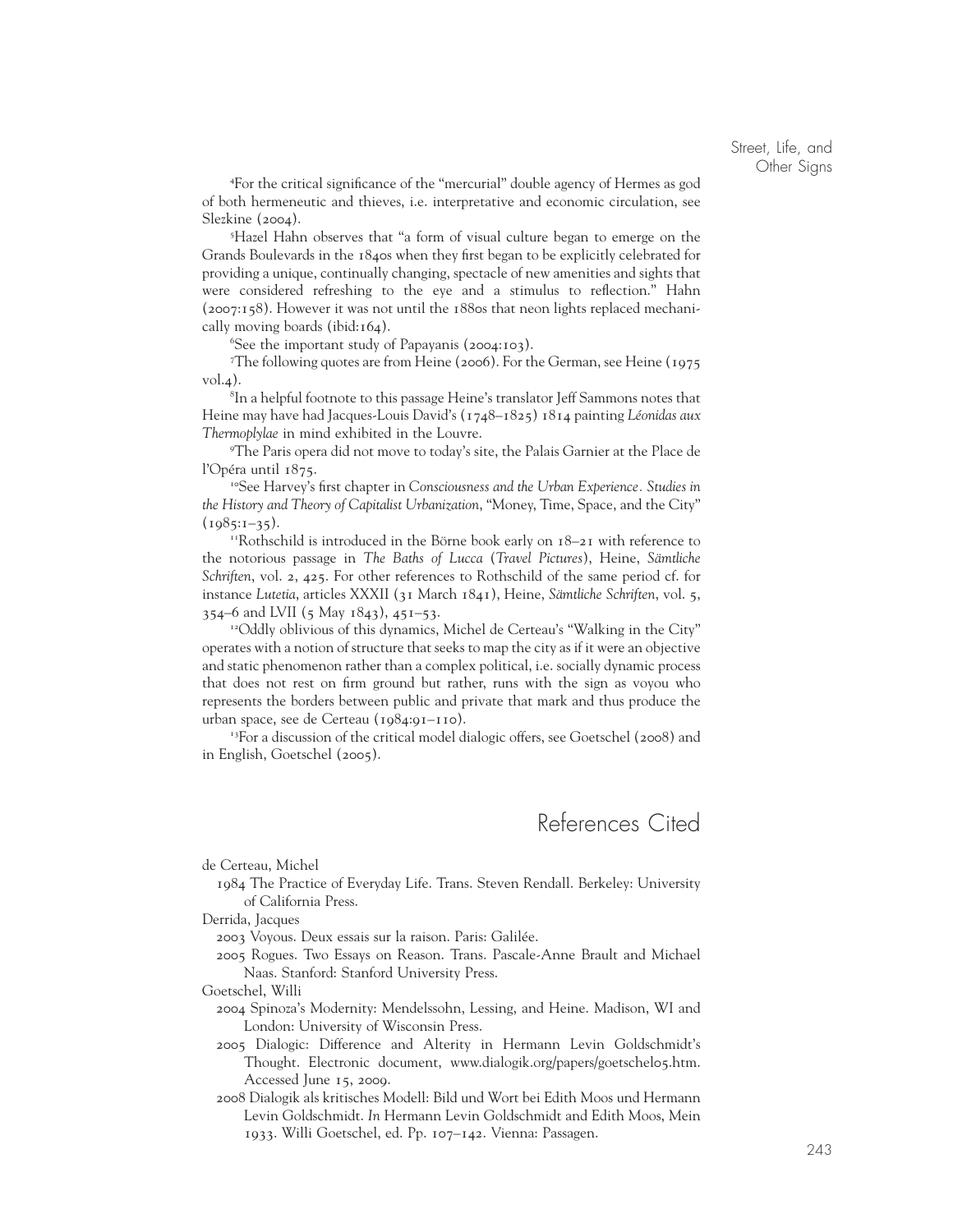[4]For the critical significance of the "mercurial" double agency of Hermes as god of both hermeneutic and thieves, i.e. interpretative and economic circulation, see Slezkine (2004).

[5]Hazel Hahn observes that "a form of visual culture began to emerge on the Grands Boulevards in the 1840s when they first began to be explicitly celebrated for providing a unique, continually changing, spectacle of new amenities and sights that were considered refreshing to the eye and a stimulus to reflection." Hahn (2007:158). However it was not until the 1880s that neon lights replaced mechanically moving boards (ibid:164).

[6]See the important study of Papayanis (2004:103).

[7]The following quotes are from Heine (2006). For the German, see Heine (1975 vol.4).

[8]In a helpful footnote to this passage Heine's translator Jeff Sammons notes that Heine may have had Jacques-Louis David's (1748–1825) 1814 painting *Léonidas aux Thermoplylae* in mind exhibited in the Louvre.

[9]The Paris opera did not move to today's site, the Palais Garnier at the Place de l'Opéra until 1875.

[10]See Harvey's first chapter in *Consciousness and the Urban Experience. Studies in the History and Theory of Capitalist Urbanization*, "Money, Time, Space, and the City" (1985:1–35).

[11]Rothschild is introduced in the Börne book early on 18–21 with reference to the notorious passage in *The Baths of Lucca* (*Travel Pictures*), Heine, *Sämtliche Schriften*, vol. 2, 425. For other references to Rothschild of the same period cf. for instance *Lutetia*, articles XXXII (31 March 1841), Heine, *Sämtliche Schriften*, vol. 5, 354–6 and LVII (5 May 1843), 451–53.

[12]Oddly oblivious of this dynamics, Michel de Certeau's "Walking in the City" operates with a notion of structure that seeks to map the city as if it were an objective and static phenomenon rather than a complex political, i.e. socially dynamic process that does not rest on firm ground but rather, runs with the sign as voyou who represents the borders between public and private that mark and thus produce the urban space, see de Certeau (1984:91–110).

[13]For a discussion of the critical model dialogic offers, see Goetschel (2008) and in English, Goetschel (2005).

## References Cited

de Certeau, Michel

1984 The Practice of Everyday Life. Trans. Steven Rendall. Berkeley: University of California Press.

Derrida, Jacques

2003 Voyous. Deux essais sur la raison. Paris: Galilée.

2005 Rogues. Two Essays on Reason. Trans. Pascale-Anne Brault and Michael Naas. Stanford: Stanford University Press.

Goetschel, Willi

2004 Spinoza's Modernity: Mendelssohn, Lessing, and Heine. Madison, WI and London: University of Wisconsin Press.

2005 Dialogic: Difference and Alterity in Hermann Levin Goldschmidt's Thought. Electronic document, www.dialogik.org/papers/goetschel05.htm. Accessed June 15, 2009.

2008 Dialogik als kritisches Modell: Bild und Wort bei Edith Moos und Hermann Levin Goldschmidt. *In* Hermann Levin Goldschmidt and Edith Moos, Mein 1933. Willi Goetschel, ed. Pp. 107–142. Vienna: Passagen.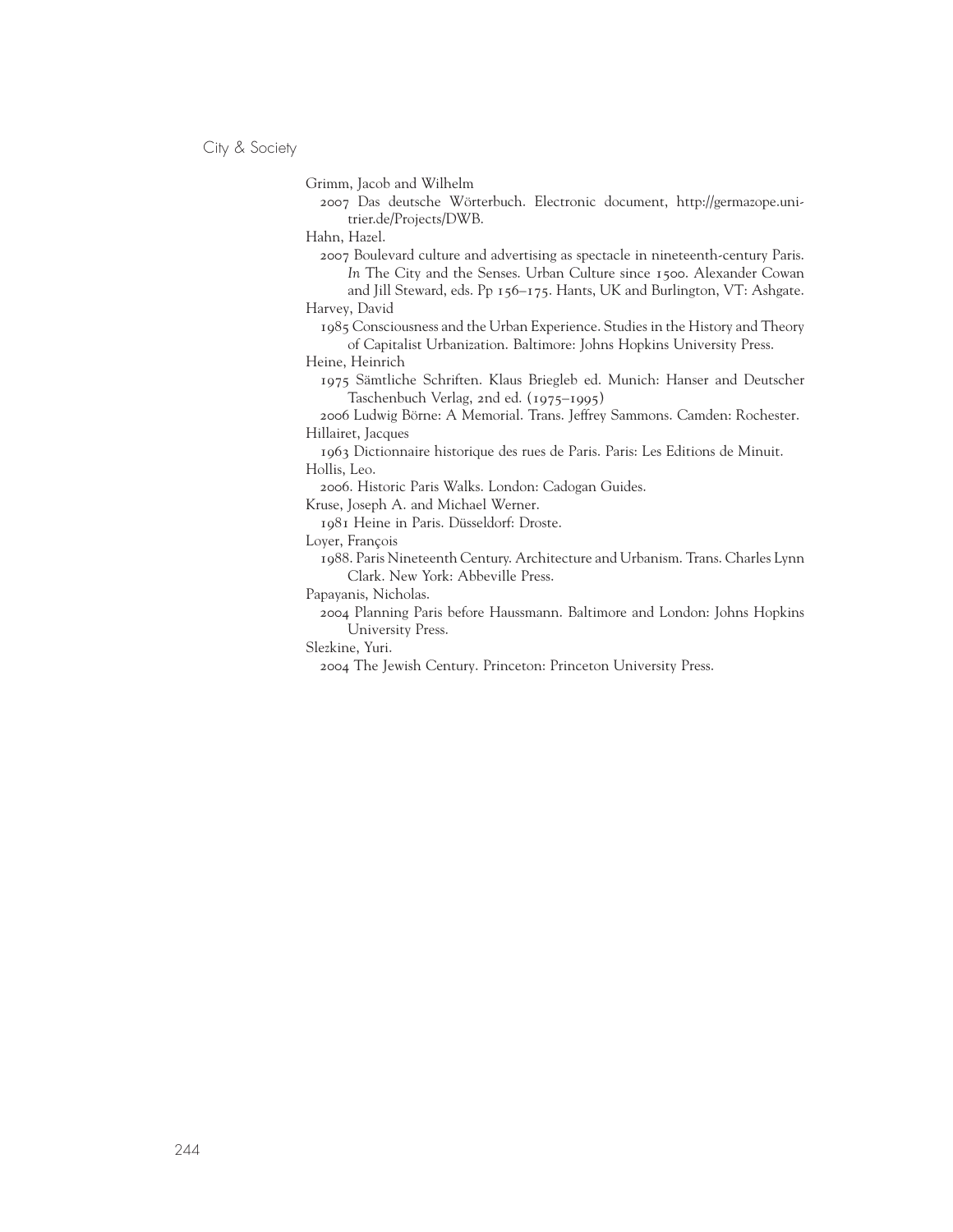Grimm, Jacob and Wilhelm

2007 Das deutsche Wörterbuch. Electronic document, http://germazope.uni-trier.de/Projects/DWB.

Hahn, Hazel.

2007 Boulevard culture and advertising as spectacle in nineteenth-century Paris. *In* The City and the Senses. Urban Culture since 1500. Alexander Cowan and Jill Steward, eds. Pp 156–175. Hants, UK and Burlington, VT: Ashgate.

Harvey, David

1985 Consciousness and the Urban Experience. Studies in the History and Theory of Capitalist Urbanization. Baltimore: Johns Hopkins University Press.

Heine, Heinrich

1975 Sämtliche Schriften. Klaus Briegleb ed. Munich: Hanser and Deutscher Taschenbuch Verlag, 2nd ed. (1975–1995)

2006 Ludwig Börne: A Memorial. Trans. Jeffrey Sammons. Camden: Rochester.

Hillairet, Jacques

1963 Dictionnaire historique des rues de Paris. Paris: Les Editions de Minuit.

Hollis, Leo.

2006. Historic Paris Walks. London: Cadogan Guides.

Kruse, Joseph A. and Michael Werner.

1981 Heine in Paris. Düsseldorf: Droste.

Loyer, François

1988. Paris Nineteenth Century. Architecture and Urbanism. Trans. Charles Lynn Clark. New York: Abbeville Press.

Papayanis, Nicholas.

2004 Planning Paris before Haussmann. Baltimore and London: Johns Hopkins University Press.

Slezkine, Yuri.

2004 The Jewish Century. Princeton: Princeton University Press.